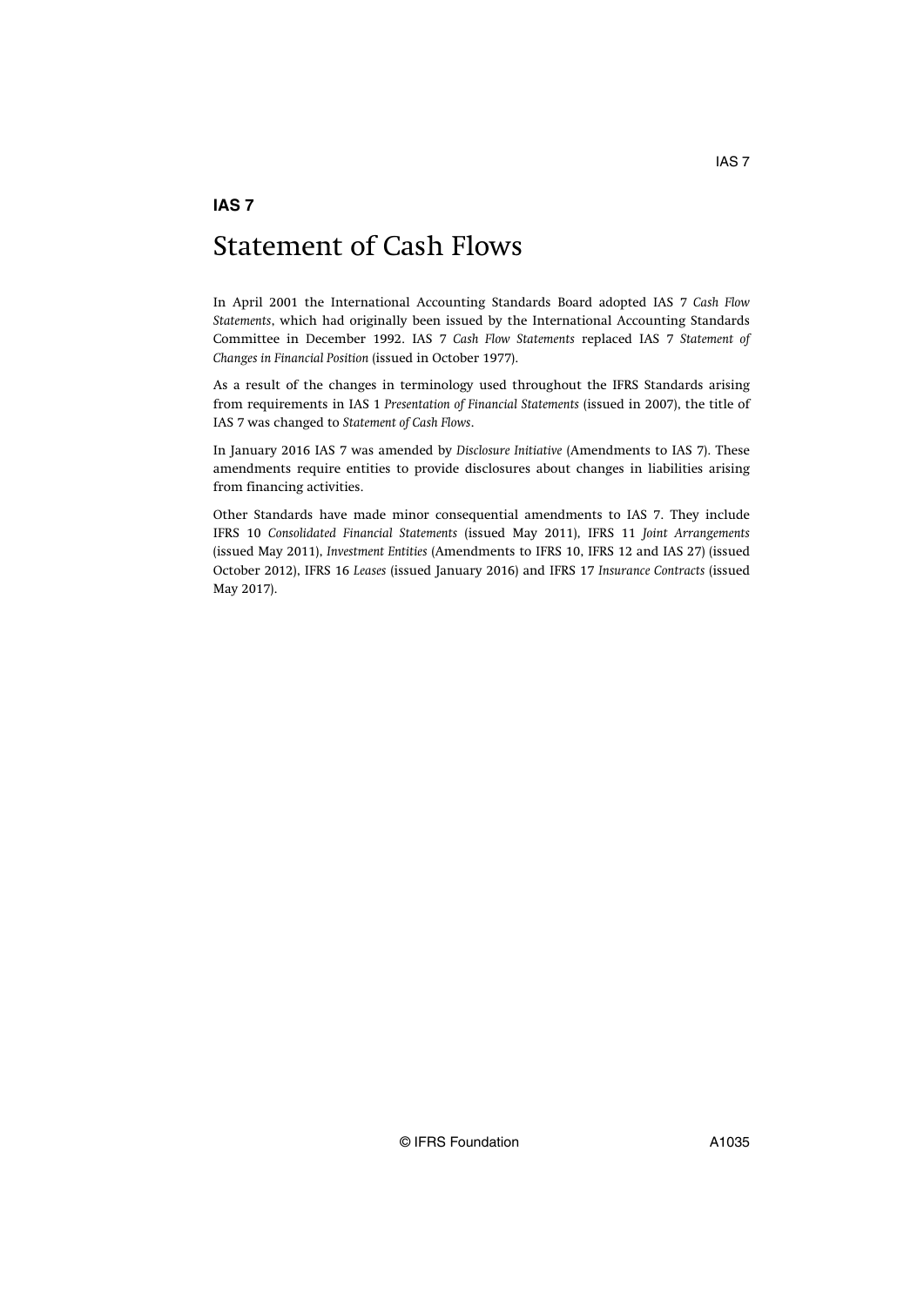**IAS 7**

# Statement of Cash Flows

In April 2001 the International Accounting Standards Board adopted IAS 7 *Cash Flow Statements*, which had originally been issued by the International Accounting Standards Committee in December 1992. IAS 7 *Cash Flow Statements* replaced IAS 7 *Statement of Changes in Financial Position* (issued in October 1977).

As a result of the changes in terminology used throughout the IFRS Standards arising from requirements in IAS 1 *Presentation of Financial Statements* (issued in 2007), the title of IAS 7 was changed to *Statement of Cash Flows*.

In January 2016 IAS 7 was amended by *Disclosure Initiative* (Amendments to IAS 7). These amendments require entities to provide disclosures about changes in liabilities arising from financing activities.

Other Standards have made minor consequential amendments to IAS 7. They include IFRS 10 *Consolidated Financial Statements* (issued May 2011), IFRS 11 *Joint Arrangements* (issued May 2011), *Investment Entities* (Amendments to IFRS 10, IFRS 12 and IAS 27) (issued October 2012), IFRS 16 *Leases* (issued January 2016) and IFRS 17 *Insurance Contracts* (issued May 2017).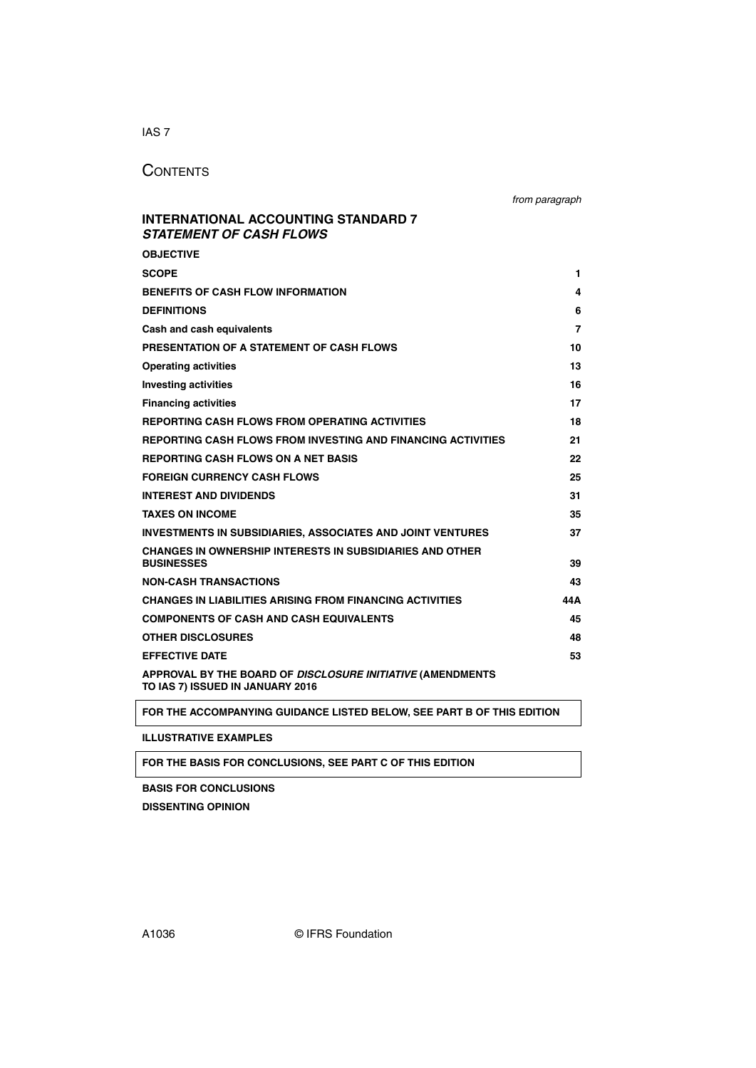# Contents

| | from paragraph |
|---|---|
| **INTERNATIONAL ACCOUNTING STANDARD 7** ***STATEMENT OF CASH FLOWS*** | |
| **OBJECTIVE** | |
| **SCOPE** | **1** |
| **BENEFITS OF CASH FLOW INFORMATION** | **4** |
| **DEFINITIONS** | **6** |
| **Cash and cash equivalents** | **7** |
| **PRESENTATION OF A STATEMENT OF CASH FLOWS** | **10** |
| **Operating activities** | **13** |
| **Investing activities** | **16** |
| **Financing activities** | **17** |
| **REPORTING CASH FLOWS FROM OPERATING ACTIVITIES** | **18** |
| **REPORTING CASH FLOWS FROM INVESTING AND FINANCING ACTIVITIES** | **21** |
| **REPORTING CASH FLOWS ON A NET BASIS** | **22** |
| **FOREIGN CURRENCY CASH FLOWS** | **25** |
| **INTEREST AND DIVIDENDS** | **31** |
| **TAXES ON INCOME** | **35** |
| **INVESTMENTS IN SUBSIDIARIES, ASSOCIATES AND JOINT VENTURES** | **37** |
| **CHANGES IN OWNERSHIP INTERESTS IN SUBSIDIARIES AND OTHER BUSINESSES** | **39** |
| **NON-CASH TRANSACTIONS** | **43** |
| **CHANGES IN LIABILITIES ARISING FROM FINANCING ACTIVITIES** | **44A** |
| **COMPONENTS OF CASH AND CASH EQUIVALENTS** | **45** |
| **OTHER DISCLOSURES** | **48** |
| **EFFECTIVE DATE** | **53** |
| **APPROVAL BY THE BOARD OF *DISCLOSURE INITIATIVE* (AMENDMENTS TO IAS 7) ISSUED IN JANUARY 2016** | |

**FOR THE ACCOMPANYING GUIDANCE LISTED BELOW, SEE PART B OF THIS EDITION**

**ILLUSTRATIVE EXAMPLES**

**FOR THE BASIS FOR CONCLUSIONS, SEE PART C OF THIS EDITION**

**BASIS FOR CONCLUSIONS**

**DISSENTING OPINION**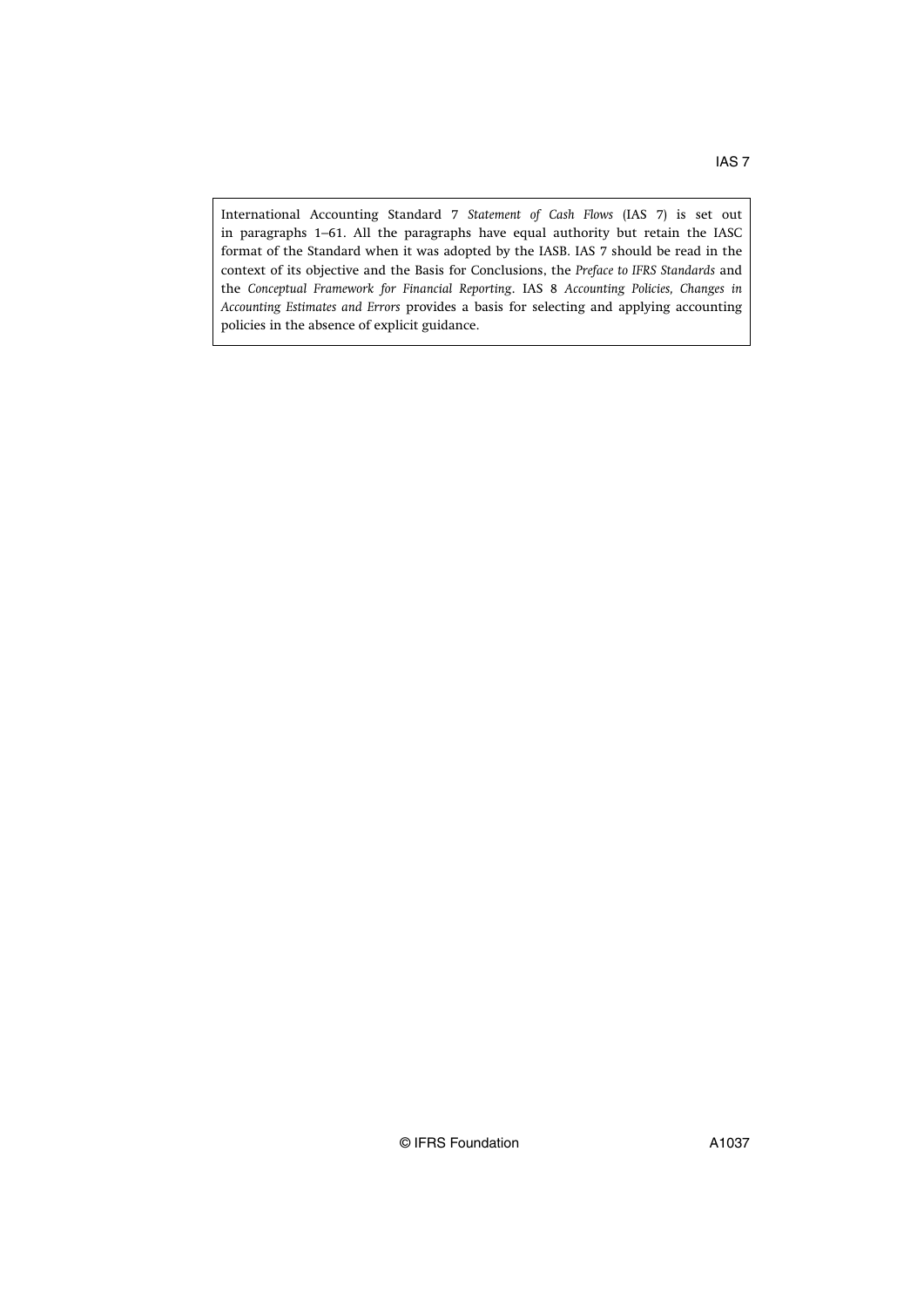International Accounting Standard 7 *Statement of Cash Flows* (IAS 7) is set out in paragraphs 1–61. All the paragraphs have equal authority but retain the IASC format of the Standard when it was adopted by the IASB. IAS 7 should be read in the context of its objective and the Basis for Conclusions, the *Preface to IFRS Standards* and the *Conceptual Framework for Financial Reporting*. IAS 8 *Accounting Policies, Changes in Accounting Estimates and Errors* provides a basis for selecting and applying accounting policies in the absence of explicit guidance.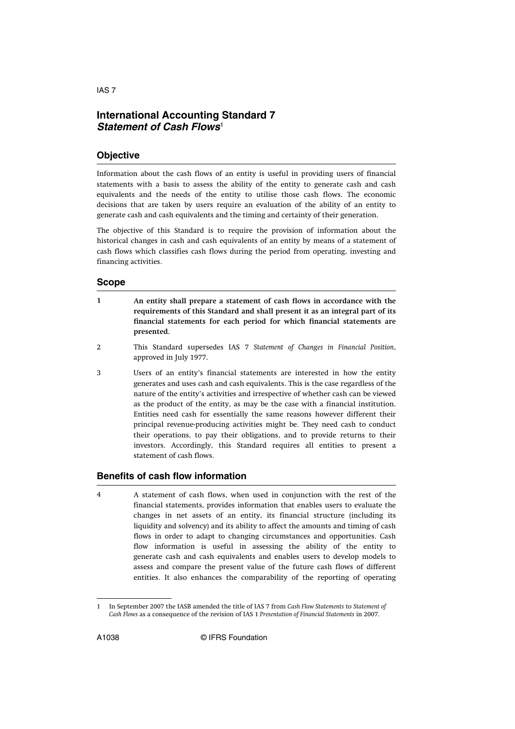# International Accounting Standard 7
## *Statement of Cash Flows*[1]

## Objective

Information about the cash flows of an entity is useful in providing users of financial statements with a basis to assess the ability of the entity to generate cash and cash equivalents and the needs of the entity to utilise those cash flows. The economic decisions that are taken by users require an evaluation of the ability of an entity to generate cash and cash equivalents and the timing and certainty of their generation.

The objective of this Standard is to require the provision of information about the historical changes in cash and cash equivalents of an entity by means of a statement of cash flows which classifies cash flows during the period from operating, investing and financing activities.

## Scope

1 **An entity shall prepare a statement of cash flows in accordance with the requirements of this Standard and shall present it as an integral part of its financial statements for each period for which financial statements are presented.**

2 This Standard supersedes IAS 7 *Statement of Changes in Financial Position*, approved in July 1977.

3 Users of an entity's financial statements are interested in how the entity generates and uses cash and cash equivalents. This is the case regardless of the nature of the entity's activities and irrespective of whether cash can be viewed as the product of the entity, as may be the case with a financial institution. Entities need cash for essentially the same reasons however different their principal revenue-producing activities might be. They need cash to conduct their operations, to pay their obligations, and to provide returns to their investors. Accordingly, this Standard requires all entities to present a statement of cash flows.

## Benefits of cash flow information

4 A statement of cash flows, when used in conjunction with the rest of the financial statements, provides information that enables users to evaluate the changes in net assets of an entity, its financial structure (including its liquidity and solvency) and its ability to affect the amounts and timing of cash flows in order to adapt to changing circumstances and opportunities. Cash flow information is useful in assessing the ability of the entity to generate cash and cash equivalents and enables users to develop models to assess and compare the present value of the future cash flows of different entities. It also enhances the comparability of the reporting of operating

---

1 In September 2007 the IASB amended the title of IAS 7 from *Cash Flow Statements* to *Statement of Cash Flows* as a consequence of the revision of IAS 1 *Presentation of Financial Statements* in 2007.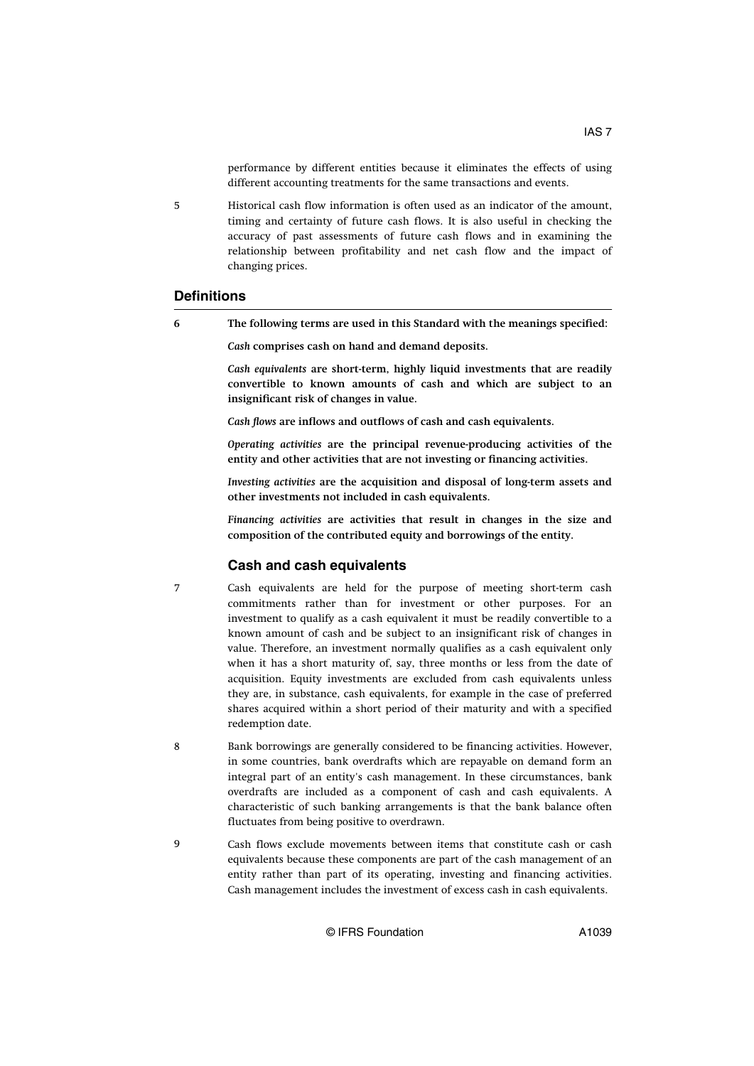performance by different entities because it eliminates the effects of using different accounting treatments for the same transactions and events.

5 Historical cash flow information is often used as an indicator of the amount, timing and certainty of future cash flows. It is also useful in checking the accuracy of past assessments of future cash flows and in examining the relationship between profitability and net cash flow and the impact of changing prices.

## Definitions

6 **The following terms are used in this Standard with the meanings specified:**

***Cash*** **comprises cash on hand and demand deposits.**

***Cash equivalents*** **are short-term, highly liquid investments that are readily convertible to known amounts of cash and which are subject to an insignificant risk of changes in value.**

***Cash flows*** **are inflows and outflows of cash and cash equivalents.**

***Operating activities*** **are the principal revenue-producing activities of the entity and other activities that are not investing or financing activities.**

***Investing activities*** **are the acquisition and disposal of long-term assets and other investments not included in cash equivalents.**

***Financing activities*** **are activities that result in changes in the size and composition of the contributed equity and borrowings of the entity.**

### Cash and cash equivalents

7 Cash equivalents are held for the purpose of meeting short-term cash commitments rather than for investment or other purposes. For an investment to qualify as a cash equivalent it must be readily convertible to a known amount of cash and be subject to an insignificant risk of changes in value. Therefore, an investment normally qualifies as a cash equivalent only when it has a short maturity of, say, three months or less from the date of acquisition. Equity investments are excluded from cash equivalents unless they are, in substance, cash equivalents, for example in the case of preferred shares acquired within a short period of their maturity and with a specified redemption date.

8 Bank borrowings are generally considered to be financing activities. However, in some countries, bank overdrafts which are repayable on demand form an integral part of an entity's cash management. In these circumstances, bank overdrafts are included as a component of cash and cash equivalents. A characteristic of such banking arrangements is that the bank balance often fluctuates from being positive to overdrawn.

9 Cash flows exclude movements between items that constitute cash or cash equivalents because these components are part of the cash management of an entity rather than part of its operating, investing and financing activities. Cash management includes the investment of excess cash in cash equivalents.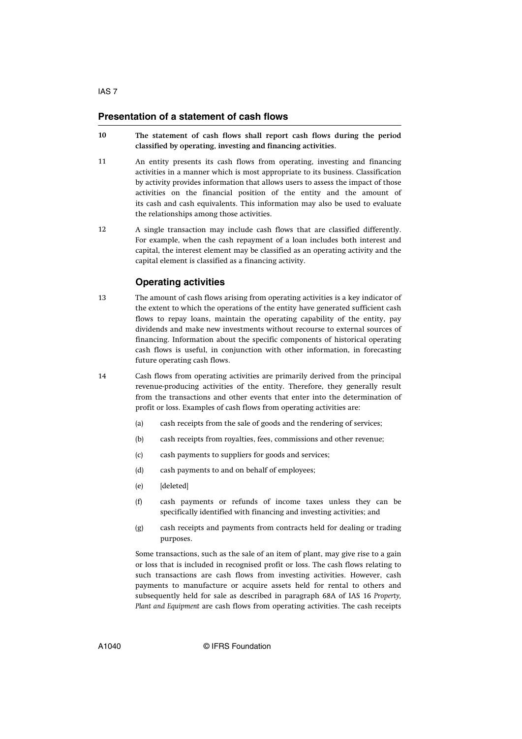## Presentation of a statement of cash flows

10 **The statement of cash flows shall report cash flows during the period classified by operating, investing and financing activities.**

11 An entity presents its cash flows from operating, investing and financing activities in a manner which is most appropriate to its business. Classification by activity provides information that allows users to assess the impact of those activities on the financial position of the entity and the amount of its cash and cash equivalents. This information may also be used to evaluate the relationships among those activities.

12 A single transaction may include cash flows that are classified differently. For example, when the cash repayment of a loan includes both interest and capital, the interest element may be classified as an operating activity and the capital element is classified as a financing activity.

### Operating activities

13 The amount of cash flows arising from operating activities is a key indicator of the extent to which the operations of the entity have generated sufficient cash flows to repay loans, maintain the operating capability of the entity, pay dividends and make new investments without recourse to external sources of financing. Information about the specific components of historical operating cash flows is useful, in conjunction with other information, in forecasting future operating cash flows.

14 Cash flows from operating activities are primarily derived from the principal revenue-producing activities of the entity. Therefore, they generally result from the transactions and other events that enter into the determination of profit or loss. Examples of cash flows from operating activities are:

(a) cash receipts from the sale of goods and the rendering of services;

(b) cash receipts from royalties, fees, commissions and other revenue;

(c) cash payments to suppliers for goods and services;

(d) cash payments to and on behalf of employees;

(e) [deleted]

(f) cash payments or refunds of income taxes unless they can be specifically identified with financing and investing activities; and

(g) cash receipts and payments from contracts held for dealing or trading purposes.

Some transactions, such as the sale of an item of plant, may give rise to a gain or loss that is included in recognised profit or loss. The cash flows relating to such transactions are cash flows from investing activities. However, cash payments to manufacture or acquire assets held for rental to others and subsequently held for sale as described in paragraph 68A of IAS 16 *Property, Plant and Equipment* are cash flows from operating activities. The cash receipts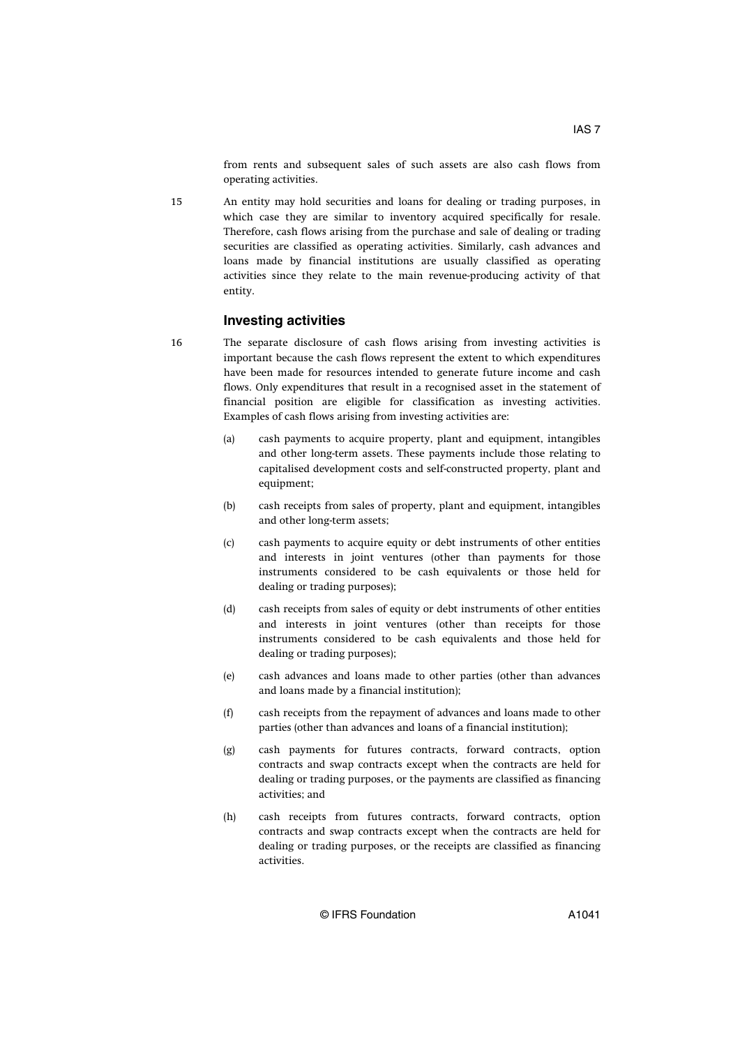from rents and subsequent sales of such assets are also cash flows from operating activities.

15 An entity may hold securities and loans for dealing or trading purposes, in which case they are similar to inventory acquired specifically for resale. Therefore, cash flows arising from the purchase and sale of dealing or trading securities are classified as operating activities. Similarly, cash advances and loans made by financial institutions are usually classified as operating activities since they relate to the main revenue-producing activity of that entity.

### Investing activities

16 The separate disclosure of cash flows arising from investing activities is important because the cash flows represent the extent to which expenditures have been made for resources intended to generate future income and cash flows. Only expenditures that result in a recognised asset in the statement of financial position are eligible for classification as investing activities. Examples of cash flows arising from investing activities are:

(a) cash payments to acquire property, plant and equipment, intangibles and other long-term assets. These payments include those relating to capitalised development costs and self-constructed property, plant and equipment;

(b) cash receipts from sales of property, plant and equipment, intangibles and other long-term assets;

(c) cash payments to acquire equity or debt instruments of other entities and interests in joint ventures (other than payments for those instruments considered to be cash equivalents or those held for dealing or trading purposes);

(d) cash receipts from sales of equity or debt instruments of other entities and interests in joint ventures (other than receipts for those instruments considered to be cash equivalents and those held for dealing or trading purposes);

(e) cash advances and loans made to other parties (other than advances and loans made by a financial institution);

(f) cash receipts from the repayment of advances and loans made to other parties (other than advances and loans of a financial institution);

(g) cash payments for futures contracts, forward contracts, option contracts and swap contracts except when the contracts are held for dealing or trading purposes, or the payments are classified as financing activities; and

(h) cash receipts from futures contracts, forward contracts, option contracts and swap contracts except when the contracts are held for dealing or trading purposes, or the receipts are classified as financing activities.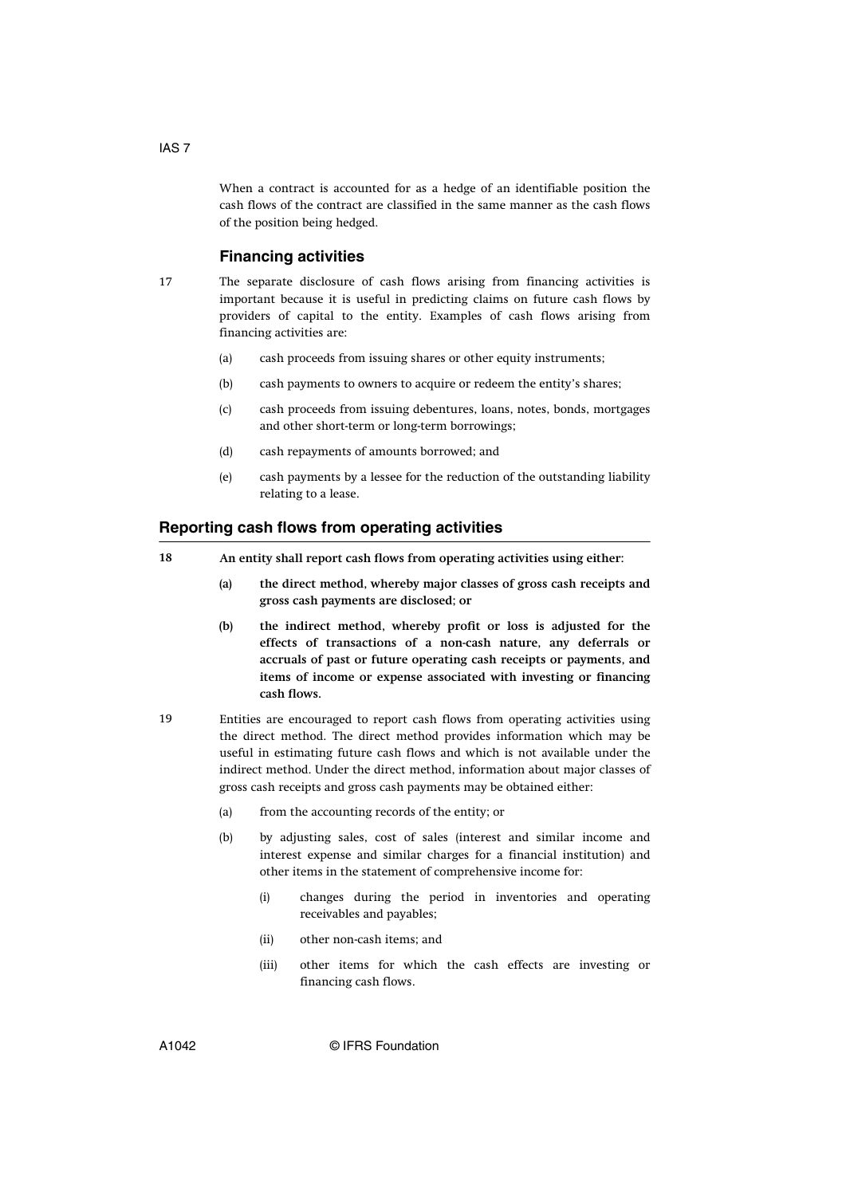When a contract is accounted for as a hedge of an identifiable position the cash flows of the contract are classified in the same manner as the cash flows of the position being hedged.

### Financing activities

17 The separate disclosure of cash flows arising from financing activities is important because it is useful in predicting claims on future cash flows by providers of capital to the entity. Examples of cash flows arising from financing activities are:

(a) cash proceeds from issuing shares or other equity instruments;

(b) cash payments to owners to acquire or redeem the entity's shares;

(c) cash proceeds from issuing debentures, loans, notes, bonds, mortgages and other short-term or long-term borrowings;

(d) cash repayments of amounts borrowed; and

(e) cash payments by a lessee for the reduction of the outstanding liability relating to a lease.

## Reporting cash flows from operating activities

**18 An entity shall report cash flows from operating activities using either:**

**(a) the direct method, whereby major classes of gross cash receipts and gross cash payments are disclosed; or**

**(b) the indirect method, whereby profit or loss is adjusted for the effects of transactions of a non-cash nature, any deferrals or accruals of past or future operating cash receipts or payments, and items of income or expense associated with investing or financing cash flows.**

19 Entities are encouraged to report cash flows from operating activities using the direct method. The direct method provides information which may be useful in estimating future cash flows and which is not available under the indirect method. Under the direct method, information about major classes of gross cash receipts and gross cash payments may be obtained either:

(a) from the accounting records of the entity; or

(b) by adjusting sales, cost of sales (interest and similar income and interest expense and similar charges for a financial institution) and other items in the statement of comprehensive income for:

(i) changes during the period in inventories and operating receivables and payables;

(ii) other non-cash items; and

(iii) other items for which the cash effects are investing or financing cash flows.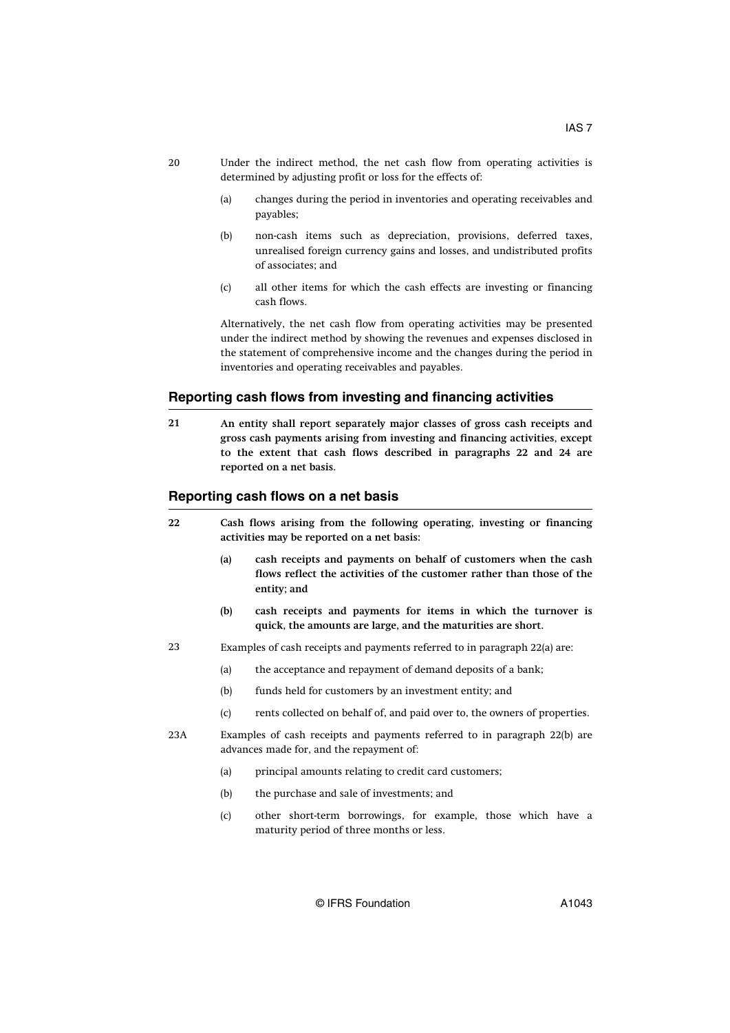20 Under the indirect method, the net cash flow from operating activities is determined by adjusting profit or loss for the effects of:

(a) changes during the period in inventories and operating receivables and payables;

(b) non-cash items such as depreciation, provisions, deferred taxes, unrealised foreign currency gains and losses, and undistributed profits of associates; and

(c) all other items for which the cash effects are investing or financing cash flows.

Alternatively, the net cash flow from operating activities may be presented under the indirect method by showing the revenues and expenses disclosed in the statement of comprehensive income and the changes during the period in inventories and operating receivables and payables.

## Reporting cash flows from investing and financing activities

**21 An entity shall report separately major classes of gross cash receipts and gross cash payments arising from investing and financing activities, except to the extent that cash flows described in paragraphs 22 and 24 are reported on a net basis.**

## Reporting cash flows on a net basis

**22 Cash flows arising from the following operating, investing or financing activities may be reported on a net basis:**

**(a) cash receipts and payments on behalf of customers when the cash flows reflect the activities of the customer rather than those of the entity; and**

**(b) cash receipts and payments for items in which the turnover is quick, the amounts are large, and the maturities are short.**

23 Examples of cash receipts and payments referred to in paragraph 22(a) are:

(a) the acceptance and repayment of demand deposits of a bank;

(b) funds held for customers by an investment entity; and

(c) rents collected on behalf of, and paid over to, the owners of properties.

23A Examples of cash receipts and payments referred to in paragraph 22(b) are advances made for, and the repayment of:

(a) principal amounts relating to credit card customers;

(b) the purchase and sale of investments; and

(c) other short-term borrowings, for example, those which have a maturity period of three months or less.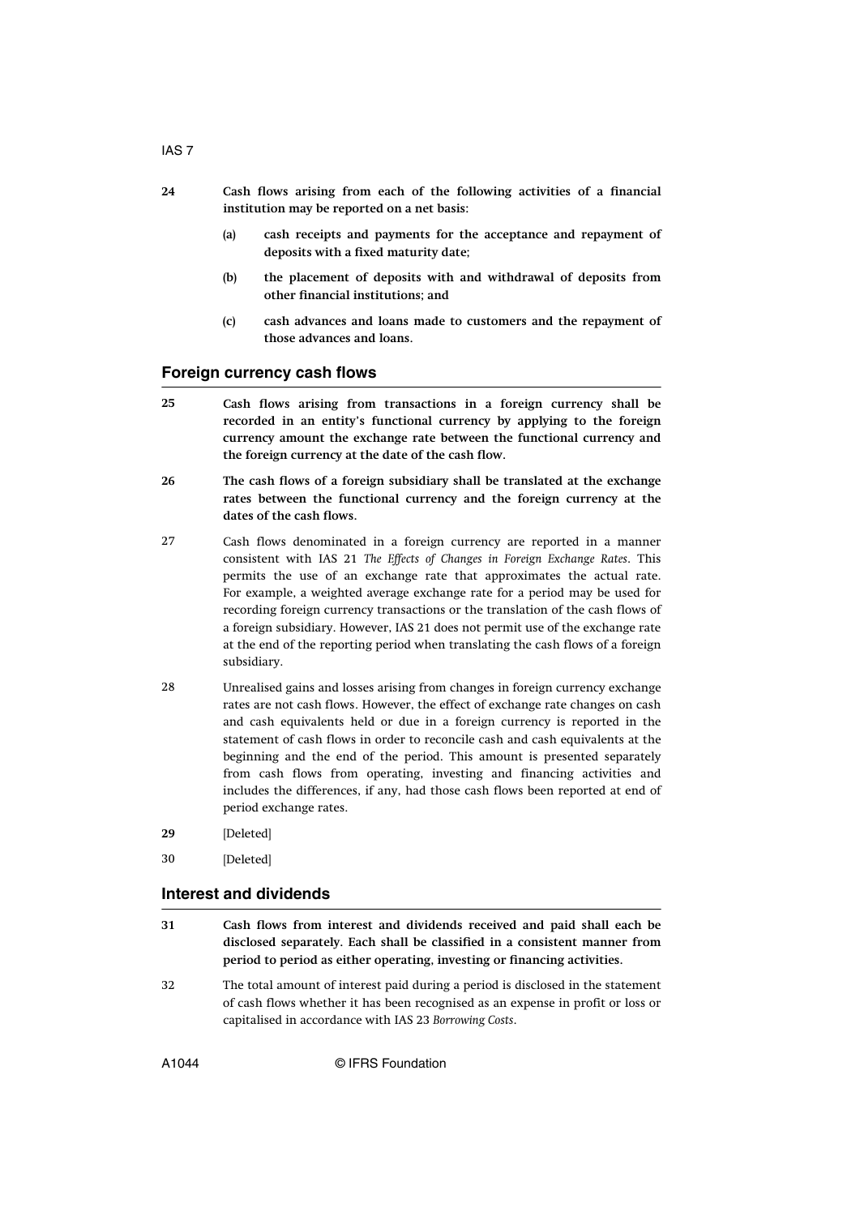24 **Cash flows arising from each of the following activities of a financial institution may be reported on a net basis:**

(a) **cash receipts and payments for the acceptance and repayment of deposits with a fixed maturity date;**

(b) **the placement of deposits with and withdrawal of deposits from other financial institutions; and**

(c) **cash advances and loans made to customers and the repayment of those advances and loans.**

## Foreign currency cash flows

25 **Cash flows arising from transactions in a foreign currency shall be recorded in an entity's functional currency by applying to the foreign currency amount the exchange rate between the functional currency and the foreign currency at the date of the cash flow.**

26 **The cash flows of a foreign subsidiary shall be translated at the exchange rates between the functional currency and the foreign currency at the dates of the cash flows.**

27 Cash flows denominated in a foreign currency are reported in a manner consistent with IAS 21 *The Effects of Changes in Foreign Exchange Rates*. This permits the use of an exchange rate that approximates the actual rate. For example, a weighted average exchange rate for a period may be used for recording foreign currency transactions or the translation of the cash flows of a foreign subsidiary. However, IAS 21 does not permit use of the exchange rate at the end of the reporting period when translating the cash flows of a foreign subsidiary.

28 Unrealised gains and losses arising from changes in foreign currency exchange rates are not cash flows. However, the effect of exchange rate changes on cash and cash equivalents held or due in a foreign currency is reported in the statement of cash flows in order to reconcile cash and cash equivalents at the beginning and the end of the period. This amount is presented separately from cash flows from operating, investing and financing activities and includes the differences, if any, had those cash flows been reported at end of period exchange rates.

29 [Deleted]

30 [Deleted]

## Interest and dividends

31 **Cash flows from interest and dividends received and paid shall each be disclosed separately. Each shall be classified in a consistent manner from period to period as either operating, investing or financing activities.**

32 The total amount of interest paid during a period is disclosed in the statement of cash flows whether it has been recognised as an expense in profit or loss or capitalised in accordance with IAS 23 *Borrowing Costs*.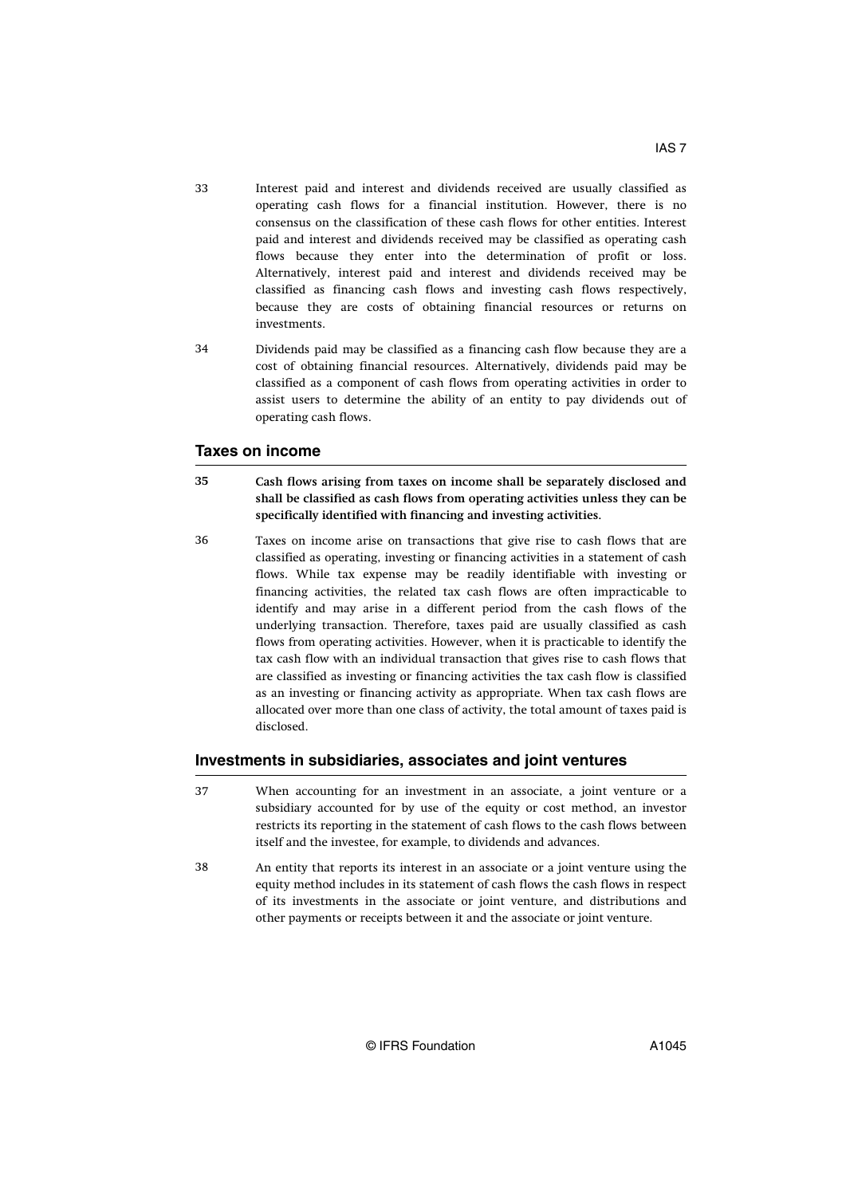33 Interest paid and interest and dividends received are usually classified as operating cash flows for a financial institution. However, there is no consensus on the classification of these cash flows for other entities. Interest paid and interest and dividends received may be classified as operating cash flows because they enter into the determination of profit or loss. Alternatively, interest paid and interest and dividends received may be classified as financing cash flows and investing cash flows respectively, because they are costs of obtaining financial resources or returns on investments.

34 Dividends paid may be classified as a financing cash flow because they are a cost of obtaining financial resources. Alternatively, dividends paid may be classified as a component of cash flows from operating activities in order to assist users to determine the ability of an entity to pay dividends out of operating cash flows.

## Taxes on income

**35 Cash flows arising from taxes on income shall be separately disclosed and shall be classified as cash flows from operating activities unless they can be specifically identified with financing and investing activities.**

36 Taxes on income arise on transactions that give rise to cash flows that are classified as operating, investing or financing activities in a statement of cash flows. While tax expense may be readily identifiable with investing or financing activities, the related tax cash flows are often impracticable to identify and may arise in a different period from the cash flows of the underlying transaction. Therefore, taxes paid are usually classified as cash flows from operating activities. However, when it is practicable to identify the tax cash flow with an individual transaction that gives rise to cash flows that are classified as investing or financing activities the tax cash flow is classified as an investing or financing activity as appropriate. When tax cash flows are allocated over more than one class of activity, the total amount of taxes paid is disclosed.

## Investments in subsidiaries, associates and joint ventures

37 When accounting for an investment in an associate, a joint venture or a subsidiary accounted for by use of the equity or cost method, an investor restricts its reporting in the statement of cash flows to the cash flows between itself and the investee, for example, to dividends and advances.

38 An entity that reports its interest in an associate or a joint venture using the equity method includes in its statement of cash flows the cash flows in respect of its investments in the associate or joint venture, and distributions and other payments or receipts between it and the associate or joint venture.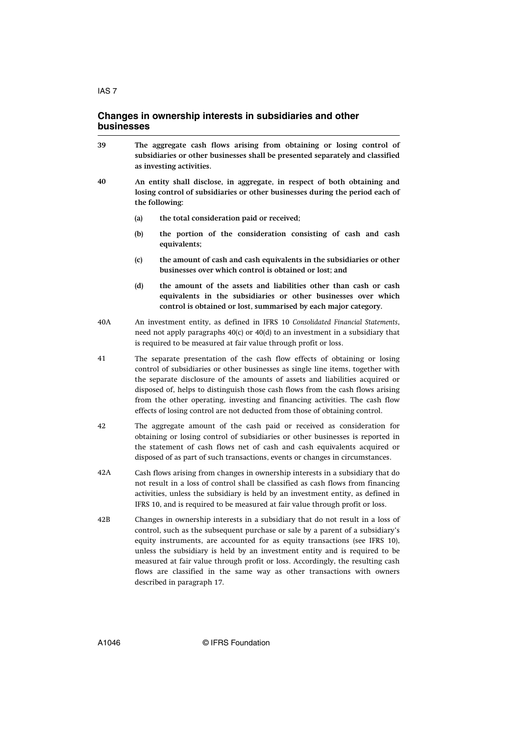## Changes in ownership interests in subsidiaries and other businesses

39 **The aggregate cash flows arising from obtaining or losing control of subsidiaries or other businesses shall be presented separately and classified as investing activities.**

40 **An entity shall disclose, in aggregate, in respect of both obtaining and losing control of subsidiaries or other businesses during the period each of the following:**

- **(a) the total consideration paid or received;**
- **(b) the portion of the consideration consisting of cash and cash equivalents;**
- **(c) the amount of cash and cash equivalents in the subsidiaries or other businesses over which control is obtained or lost; and**
- **(d) the amount of the assets and liabilities other than cash or cash equivalents in the subsidiaries or other businesses over which control is obtained or lost, summarised by each major category.**

40A An investment entity, as defined in IFRS 10 *Consolidated Financial Statements*, need not apply paragraphs 40(c) or 40(d) to an investment in a subsidiary that is required to be measured at fair value through profit or loss.

41 The separate presentation of the cash flow effects of obtaining or losing control of subsidiaries or other businesses as single line items, together with the separate disclosure of the amounts of assets and liabilities acquired or disposed of, helps to distinguish those cash flows from the cash flows arising from the other operating, investing and financing activities. The cash flow effects of losing control are not deducted from those of obtaining control.

42 The aggregate amount of the cash paid or received as consideration for obtaining or losing control of subsidiaries or other businesses is reported in the statement of cash flows net of cash and cash equivalents acquired or disposed of as part of such transactions, events or changes in circumstances.

42A Cash flows arising from changes in ownership interests in a subsidiary that do not result in a loss of control shall be classified as cash flows from financing activities, unless the subsidiary is held by an investment entity, as defined in IFRS 10, and is required to be measured at fair value through profit or loss.

42B Changes in ownership interests in a subsidiary that do not result in a loss of control, such as the subsequent purchase or sale by a parent of a subsidiary's equity instruments, are accounted for as equity transactions (see IFRS 10), unless the subsidiary is held by an investment entity and is required to be measured at fair value through profit or loss. Accordingly, the resulting cash flows are classified in the same way as other transactions with owners described in paragraph 17.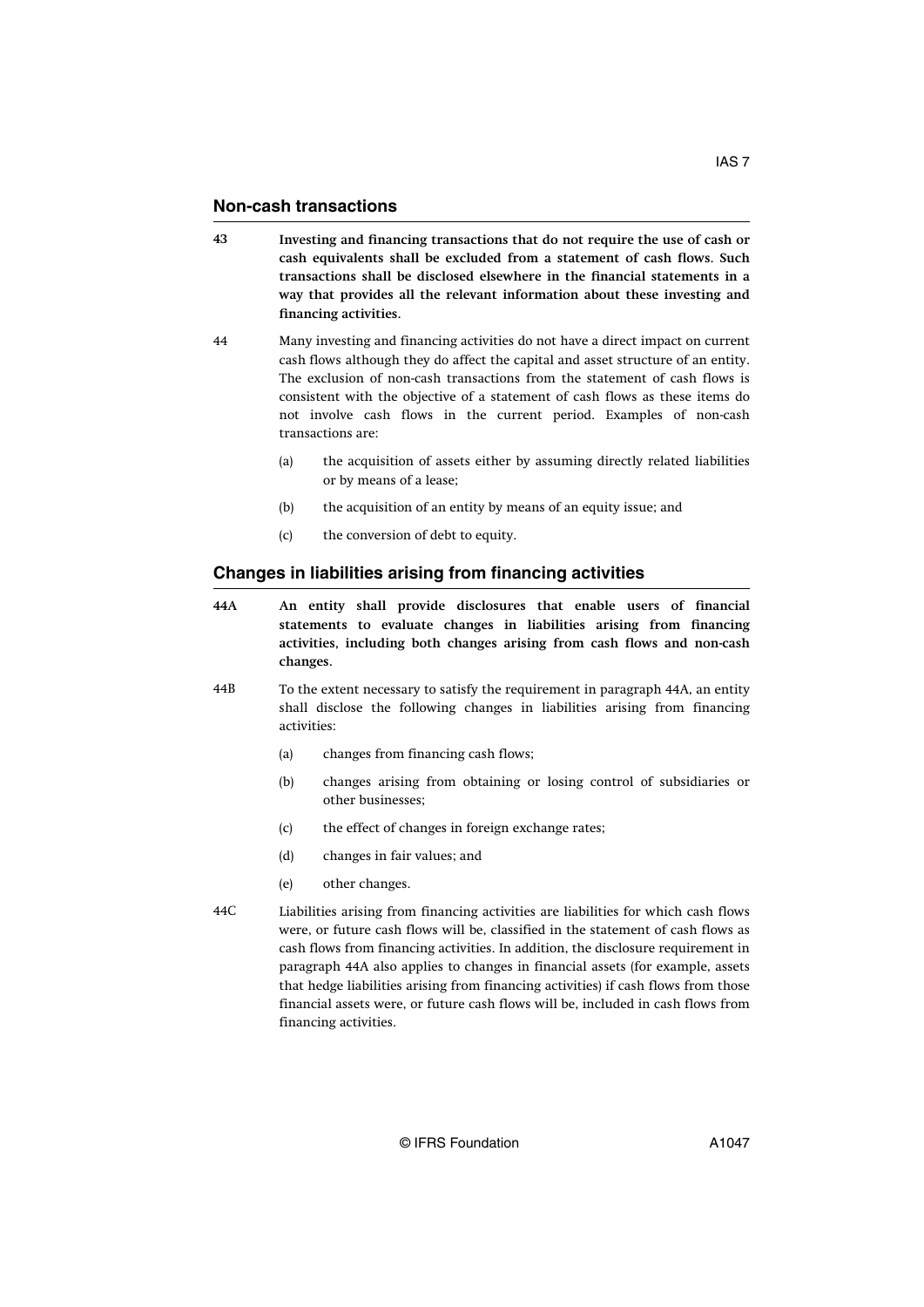## Non-cash transactions

43 **Investing and financing transactions that do not require the use of cash or cash equivalents shall be excluded from a statement of cash flows. Such transactions shall be disclosed elsewhere in the financial statements in a way that provides all the relevant information about these investing and financing activities.**

44 Many investing and financing activities do not have a direct impact on current cash flows although they do affect the capital and asset structure of an entity. The exclusion of non-cash transactions from the statement of cash flows is consistent with the objective of a statement of cash flows as these items do not involve cash flows in the current period. Examples of non-cash transactions are:

(a) the acquisition of assets either by assuming directly related liabilities or by means of a lease;

(b) the acquisition of an entity by means of an equity issue; and

(c) the conversion of debt to equity.

## Changes in liabilities arising from financing activities

44A **An entity shall provide disclosures that enable users of financial statements to evaluate changes in liabilities arising from financing activities, including both changes arising from cash flows and non-cash changes.**

44B To the extent necessary to satisfy the requirement in paragraph 44A, an entity shall disclose the following changes in liabilities arising from financing activities:

(a) changes from financing cash flows;

(b) changes arising from obtaining or losing control of subsidiaries or other businesses;

(c) the effect of changes in foreign exchange rates;

(d) changes in fair values; and

(e) other changes.

44C Liabilities arising from financing activities are liabilities for which cash flows were, or future cash flows will be, classified in the statement of cash flows as cash flows from financing activities. In addition, the disclosure requirement in paragraph 44A also applies to changes in financial assets (for example, assets that hedge liabilities arising from financing activities) if cash flows from those financial assets were, or future cash flows will be, included in cash flows from financing activities.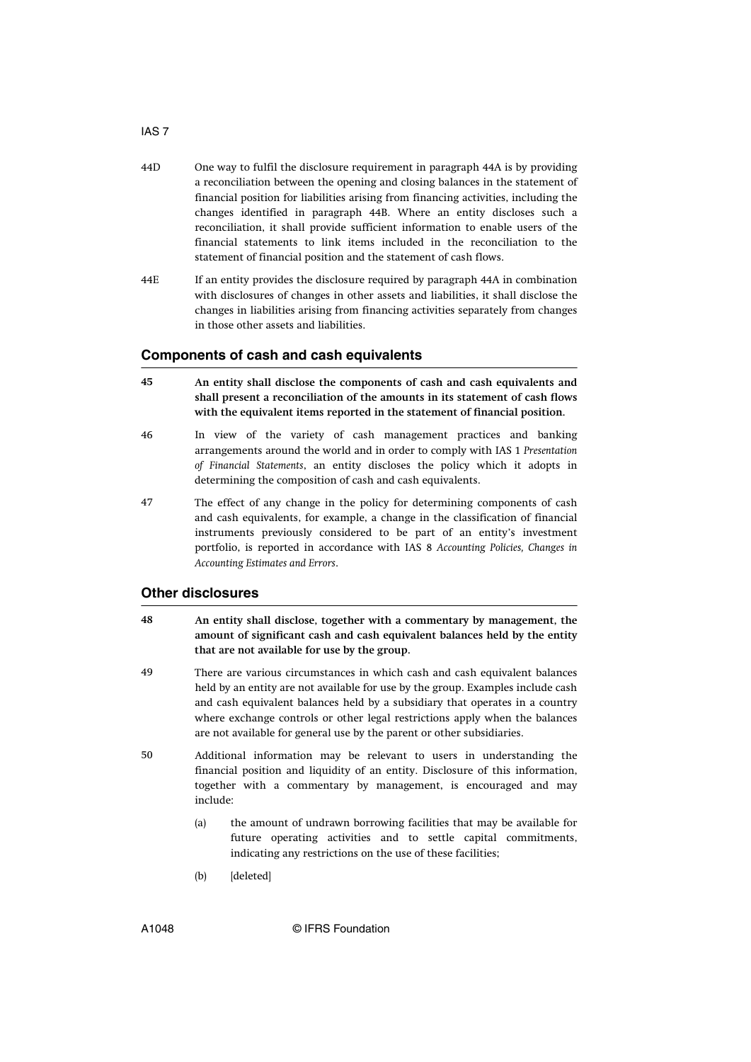44D One way to fulfil the disclosure requirement in paragraph 44A is by providing a reconciliation between the opening and closing balances in the statement of financial position for liabilities arising from financing activities, including the changes identified in paragraph 44B. Where an entity discloses such a reconciliation, it shall provide sufficient information to enable users of the financial statements to link items included in the reconciliation to the statement of financial position and the statement of cash flows.

44E If an entity provides the disclosure required by paragraph 44A in combination with disclosures of changes in other assets and liabilities, it shall disclose the changes in liabilities arising from financing activities separately from changes in those other assets and liabilities.

## Components of cash and cash equivalents

**45 An entity shall disclose the components of cash and cash equivalents and shall present a reconciliation of the amounts in its statement of cash flows with the equivalent items reported in the statement of financial position.**

46 In view of the variety of cash management practices and banking arrangements around the world and in order to comply with IAS 1 *Presentation of Financial Statements*, an entity discloses the policy which it adopts in determining the composition of cash and cash equivalents.

47 The effect of any change in the policy for determining components of cash and cash equivalents, for example, a change in the classification of financial instruments previously considered to be part of an entity's investment portfolio, is reported in accordance with IAS 8 *Accounting Policies, Changes in Accounting Estimates and Errors*.

## Other disclosures

**48 An entity shall disclose, together with a commentary by management, the amount of significant cash and cash equivalent balances held by the entity that are not available for use by the group.**

49 There are various circumstances in which cash and cash equivalent balances held by an entity are not available for use by the group. Examples include cash and cash equivalent balances held by a subsidiary that operates in a country where exchange controls or other legal restrictions apply when the balances are not available for general use by the parent or other subsidiaries.

50 Additional information may be relevant to users in understanding the financial position and liquidity of an entity. Disclosure of this information, together with a commentary by management, is encouraged and may include:

(a) the amount of undrawn borrowing facilities that may be available for future operating activities and to settle capital commitments, indicating any restrictions on the use of these facilities;

(b) [deleted]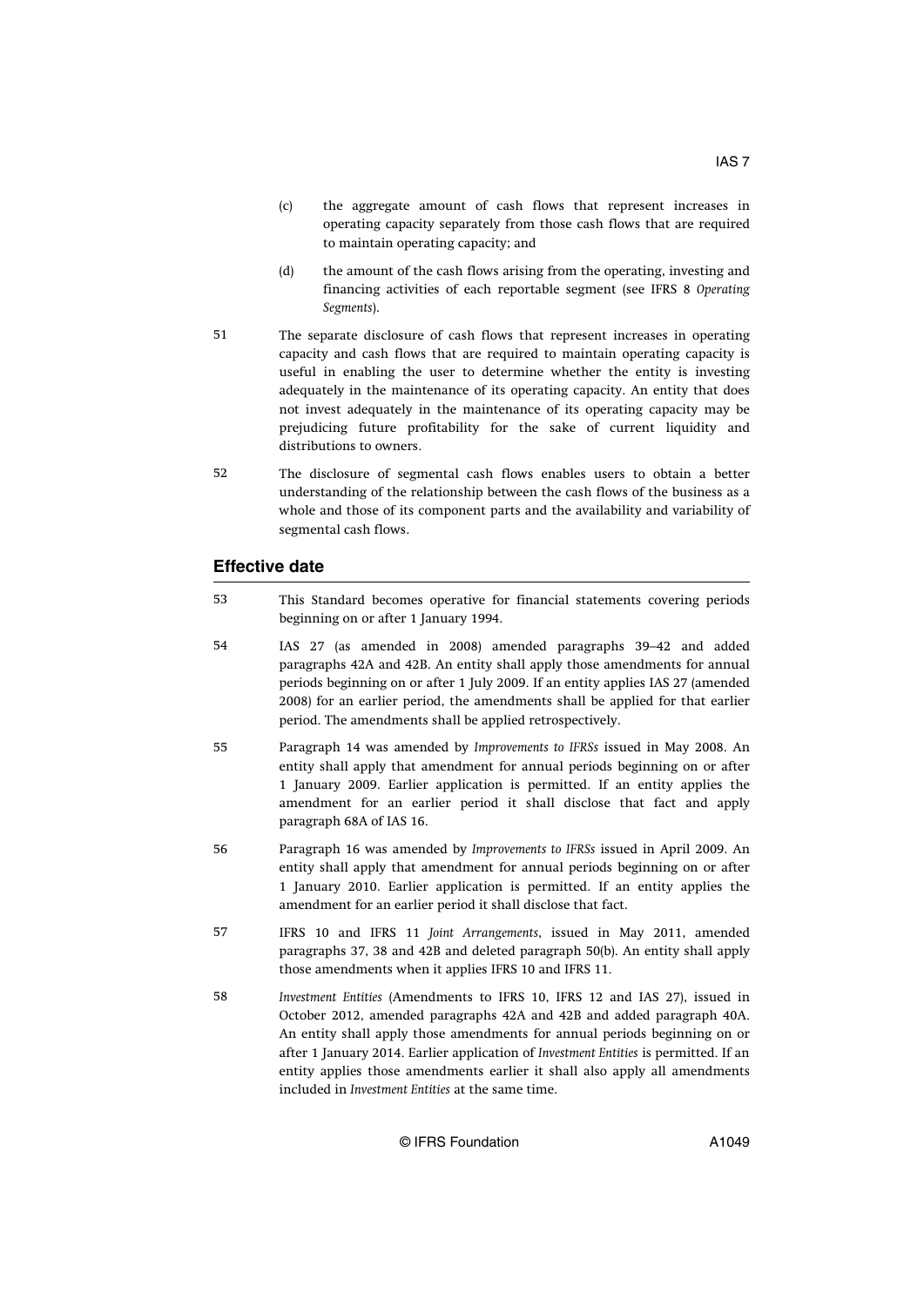(c) the aggregate amount of cash flows that represent increases in operating capacity separately from those cash flows that are required to maintain operating capacity; and

(d) the amount of the cash flows arising from the operating, investing and financing activities of each reportable segment (see IFRS 8 *Operating Segments*).

51 The separate disclosure of cash flows that represent increases in operating capacity and cash flows that are required to maintain operating capacity is useful in enabling the user to determine whether the entity is investing adequately in the maintenance of its operating capacity. An entity that does not invest adequately in the maintenance of its operating capacity may be prejudicing future profitability for the sake of current liquidity and distributions to owners.

52 The disclosure of segmental cash flows enables users to obtain a better understanding of the relationship between the cash flows of the business as a whole and those of its component parts and the availability and variability of segmental cash flows.

## Effective date

53 This Standard becomes operative for financial statements covering periods beginning on or after 1 January 1994.

54 IAS 27 (as amended in 2008) amended paragraphs 39–42 and added paragraphs 42A and 42B. An entity shall apply those amendments for annual periods beginning on or after 1 July 2009. If an entity applies IAS 27 (amended 2008) for an earlier period, the amendments shall be applied for that earlier period. The amendments shall be applied retrospectively.

55 Paragraph 14 was amended by *Improvements to IFRSs* issued in May 2008. An entity shall apply that amendment for annual periods beginning on or after 1 January 2009. Earlier application is permitted. If an entity applies the amendment for an earlier period it shall disclose that fact and apply paragraph 68A of IAS 16.

56 Paragraph 16 was amended by *Improvements to IFRSs* issued in April 2009. An entity shall apply that amendment for annual periods beginning on or after 1 January 2010. Earlier application is permitted. If an entity applies the amendment for an earlier period it shall disclose that fact.

57 IFRS 10 and IFRS 11 *Joint Arrangements*, issued in May 2011, amended paragraphs 37, 38 and 42B and deleted paragraph 50(b). An entity shall apply those amendments when it applies IFRS 10 and IFRS 11.

58 *Investment Entities* (Amendments to IFRS 10, IFRS 12 and IAS 27), issued in October 2012, amended paragraphs 42A and 42B and added paragraph 40A. An entity shall apply those amendments for annual periods beginning on or after 1 January 2014. Earlier application of *Investment Entities* is permitted. If an entity applies those amendments earlier it shall also apply all amendments included in *Investment Entities* at the same time.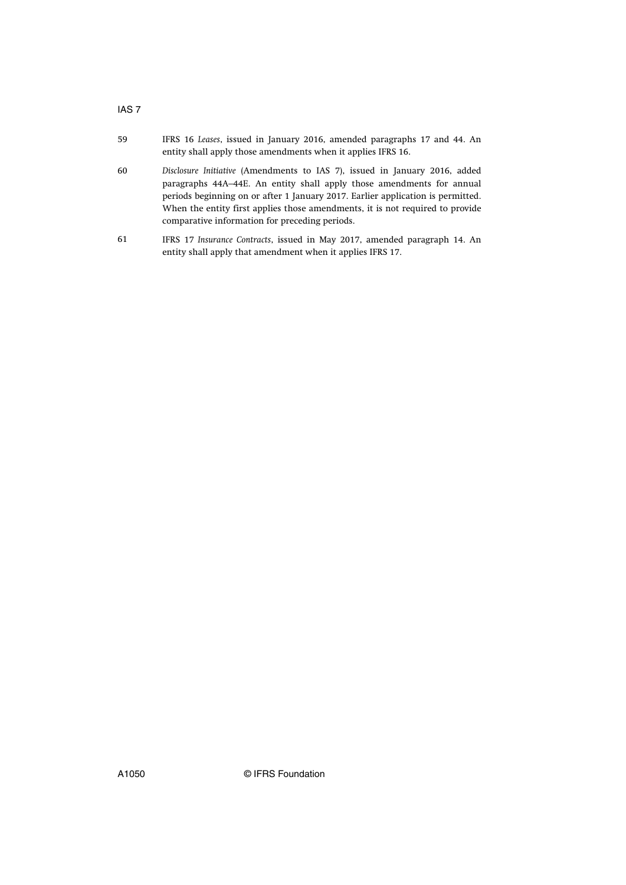59 IFRS 16 *Leases*, issued in January 2016, amended paragraphs 17 and 44. An entity shall apply those amendments when it applies IFRS 16.

60 *Disclosure Initiative* (Amendments to IAS 7), issued in January 2016, added paragraphs 44A–44E. An entity shall apply those amendments for annual periods beginning on or after 1 January 2017. Earlier application is permitted. When the entity first applies those amendments, it is not required to provide comparative information for preceding periods.

61 IFRS 17 *Insurance Contracts*, issued in May 2017, amended paragraph 14. An entity shall apply that amendment when it applies IFRS 17.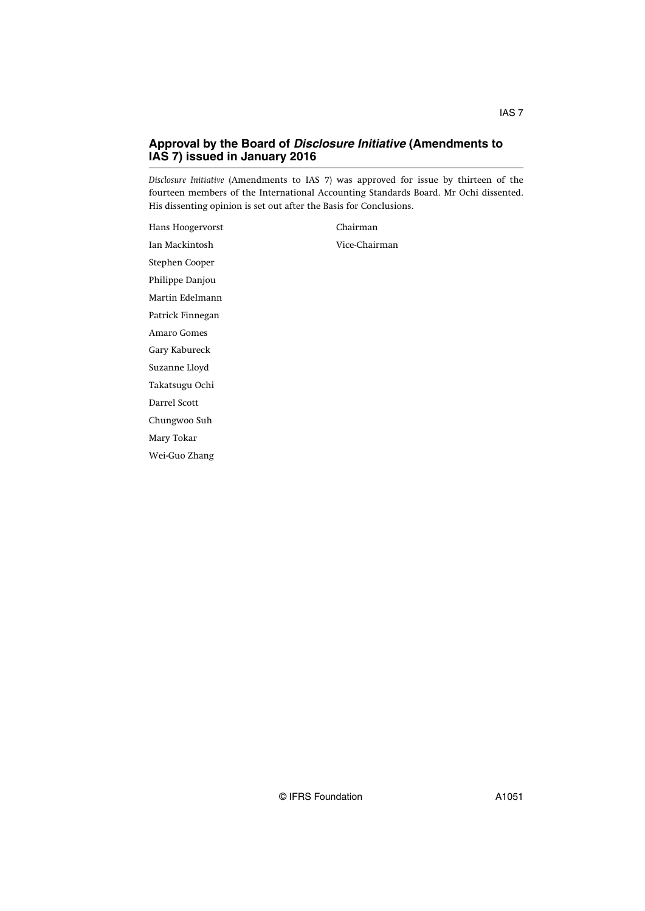## Approval by the Board of *Disclosure Initiative* (Amendments to IAS 7) issued in January 2016

*Disclosure Initiative* (Amendments to IAS 7) was approved for issue by thirteen of the fourteen members of the International Accounting Standards Board. Mr Ochi dissented. His dissenting opinion is set out after the Basis for Conclusions.

| | |
|---|---|
| Hans Hoogervorst | Chairman |
| Ian Mackintosh | Vice-Chairman |
| Stephen Cooper | |
| Philippe Danjou | |
| Martin Edelmann | |
| Patrick Finnegan | |
| Amaro Gomes | |
| Gary Kabureck | |
| Suzanne Lloyd | |
| Takatsugu Ochi | |
| Darrel Scott | |
| Chungwoo Suh | |
| Mary Tokar | |
| Wei-Guo Zhang | |